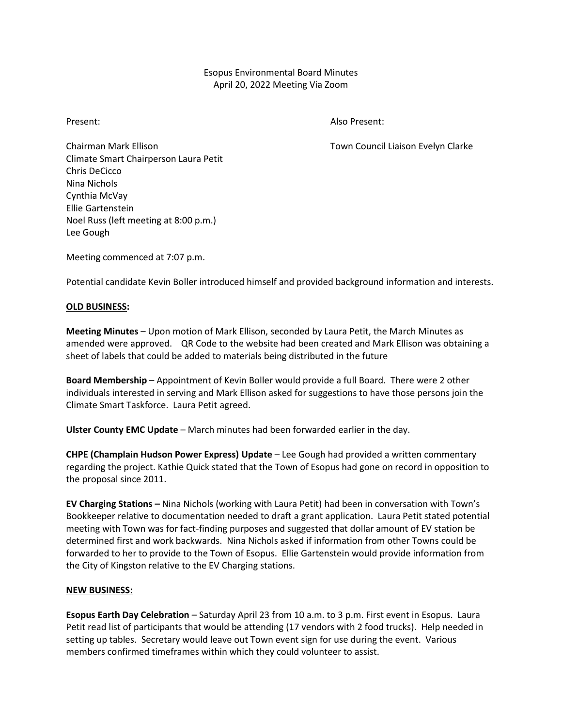Esopus Environmental Board Minutes
April 20, 2022 Meeting Via Zoom

Present:

Chairman Mark Ellison
Climate Smart Chairperson Laura Petit
Chris DeCicco
Nina Nichols
Cynthia McVay
Ellie Gartenstein
Noel Russ (left meeting at 8:00 p.m.)
Lee Gough

Also Present:

Town Council Liaison Evelyn Clarke

Meeting commenced at 7:07 p.m.

Potential candidate Kevin Boller introduced himself and provided background information and interests.

**OLD BUSINESS:**

**Meeting Minutes** – Upon motion of Mark Ellison, seconded by Laura Petit, the March Minutes as amended were approved. QR Code to the website had been created and Mark Ellison was obtaining a sheet of labels that could be added to materials being distributed in the future

**Board Membership** – Appointment of Kevin Boller would provide a full Board. There were 2 other individuals interested in serving and Mark Ellison asked for suggestions to have those persons join the Climate Smart Taskforce. Laura Petit agreed.

**Ulster County EMC Update** – March minutes had been forwarded earlier in the day.

**CHPE (Champlain Hudson Power Express) Update** – Lee Gough had provided a written commentary regarding the project. Kathie Quick stated that the Town of Esopus had gone on record in opposition to the proposal since 2011.

**EV Charging Stations –** Nina Nichols (working with Laura Petit) had been in conversation with Town's Bookkeeper relative to documentation needed to draft a grant application. Laura Petit stated potential meeting with Town was for fact-finding purposes and suggested that dollar amount of EV station be determined first and work backwards. Nina Nichols asked if information from other Towns could be forwarded to her to provide to the Town of Esopus. Ellie Gartenstein would provide information from the City of Kingston relative to the EV Charging stations.

**NEW BUSINESS:**

**Esopus Earth Day Celebration** – Saturday April 23 from 10 a.m. to 3 p.m. First event in Esopus. Laura Petit read list of participants that would be attending (17 vendors with 2 food trucks). Help needed in setting up tables. Secretary would leave out Town event sign for use during the event. Various members confirmed timeframes within which they could volunteer to assist.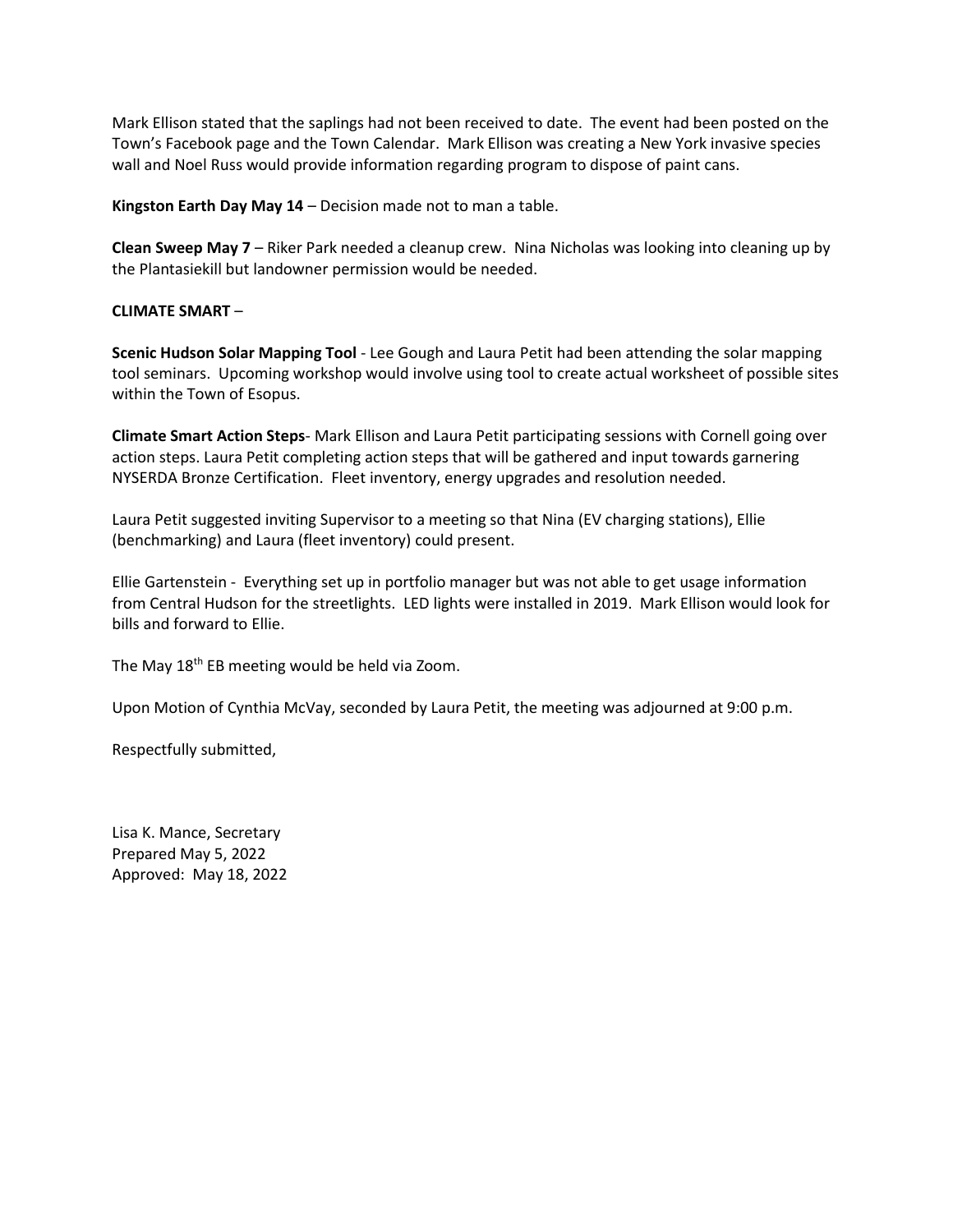Mark Ellison stated that the saplings had not been received to date. The event had been posted on the Town's Facebook page and the Town Calendar. Mark Ellison was creating a New York invasive species wall and Noel Russ would provide information regarding program to dispose of paint cans.

**Kingston Earth Day May 14** – Decision made not to man a table.

**Clean Sweep May 7** – Riker Park needed a cleanup crew. Nina Nicholas was looking into cleaning up by the Plantasiekill but landowner permission would be needed.

**CLIMATE SMART** –

**Scenic Hudson Solar Mapping Tool** - Lee Gough and Laura Petit had been attending the solar mapping tool seminars. Upcoming workshop would involve using tool to create actual worksheet of possible sites within the Town of Esopus.

**Climate Smart Action Steps**- Mark Ellison and Laura Petit participating sessions with Cornell going over action steps. Laura Petit completing action steps that will be gathered and input towards garnering NYSERDA Bronze Certification. Fleet inventory, energy upgrades and resolution needed.

Laura Petit suggested inviting Supervisor to a meeting so that Nina (EV charging stations), Ellie (benchmarking) and Laura (fleet inventory) could present.

Ellie Gartenstein - Everything set up in portfolio manager but was not able to get usage information from Central Hudson for the streetlights. LED lights were installed in 2019. Mark Ellison would look for bills and forward to Ellie.

The May 18th EB meeting would be held via Zoom.

Upon Motion of Cynthia McVay, seconded by Laura Petit, the meeting was adjourned at 9:00 p.m.

Respectfully submitted,

Lisa K. Mance, Secretary
Prepared May 5, 2022
Approved: May 18, 2022